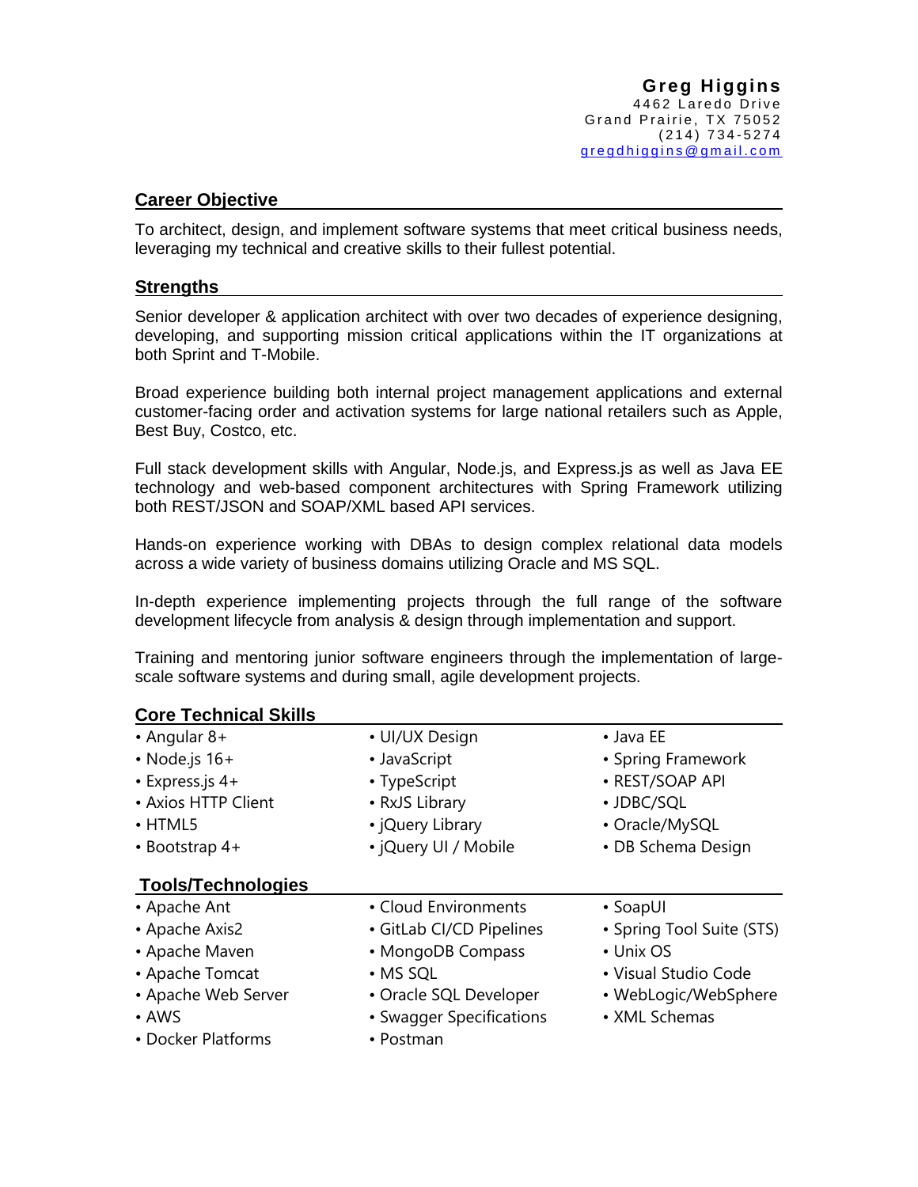**Greg Higgins**
4462 Laredo Drive
Grand Prairie, TX 75052
(214) 734-5274
gregdhiggins@gmail.com

## Career Objective

To architect, design, and implement software systems that meet critical business needs, leveraging my technical and creative skills to their fullest potential.

## Strengths

Senior developer & application architect with over two decades of experience designing, developing, and supporting mission critical applications within the IT organizations at both Sprint and T-Mobile.

Broad experience building both internal project management applications and external customer-facing order and activation systems for large national retailers such as Apple, Best Buy, Costco, etc.

Full stack development skills with Angular, Node.js, and Express.js as well as Java EE technology and web-based component architectures with Spring Framework utilizing both REST/JSON and SOAP/XML based API services.

Hands-on experience working with DBAs to design complex relational data models across a wide variety of business domains utilizing Oracle and MS SQL.

In-depth experience implementing projects through the full range of the software development lifecycle from analysis & design through implementation and support.

Training and mentoring junior software engineers through the implementation of large-scale software systems and during small, agile development projects.

## Core Technical Skills

- Angular 8+
- Node.js 16+
- Express.js 4+
- Axios HTTP Client
- HTML5
- Bootstrap 4+
- UI/UX Design
- JavaScript
- TypeScript
- RxJS Library
- jQuery Library
- jQuery UI / Mobile
- Java EE
- Spring Framework
- REST/SOAP API
- JDBC/SQL
- Oracle/MySQL
- DB Schema Design

## Tools/Technologies

- Apache Ant
- Apache Axis2
- Apache Maven
- Apache Tomcat
- Apache Web Server
- AWS
- Docker Platforms
- Cloud Environments
- GitLab CI/CD Pipelines
- MongoDB Compass
- MS SQL
- Oracle SQL Developer
- Swagger Specifications
- Postman
- SoapUI
- Spring Tool Suite (STS)
- Unix OS
- Visual Studio Code
- WebLogic/WebSphere
- XML Schemas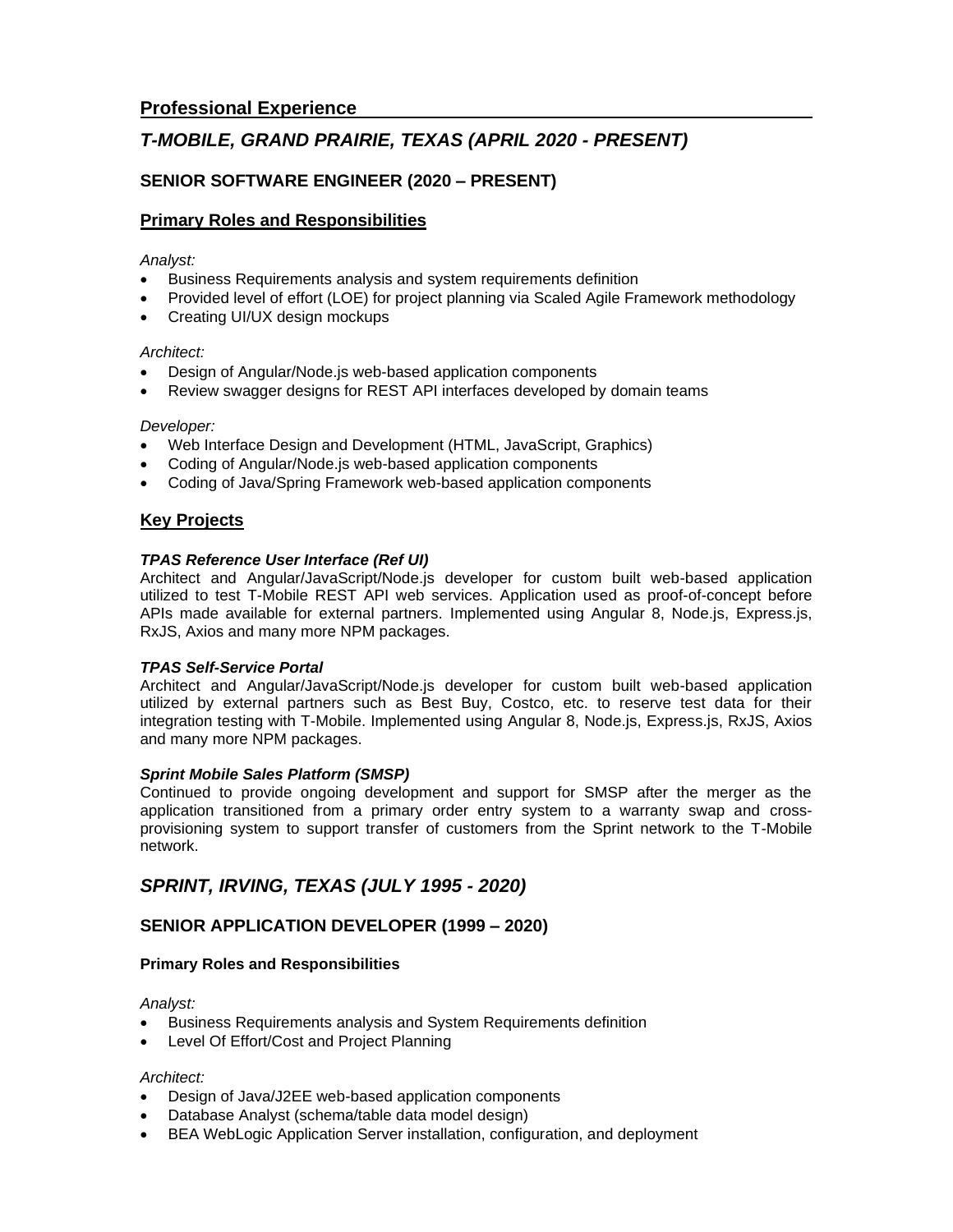## Professional Experience

## *T-MOBILE, GRAND PRAIRIE, TEXAS (APRIL 2020 - PRESENT)*

### SENIOR SOFTWARE ENGINEER (2020 – PRESENT)

#### Primary Roles and Responsibilities

*Analyst:*

- Business Requirements analysis and system requirements definition
- Provided level of effort (LOE) for project planning via Scaled Agile Framework methodology
- Creating UI/UX design mockups

*Architect:*

- Design of Angular/Node.js web-based application components
- Review swagger designs for REST API interfaces developed by domain teams

*Developer:*

- Web Interface Design and Development (HTML, JavaScript, Graphics)
- Coding of Angular/Node.js web-based application components
- Coding of Java/Spring Framework web-based application components

#### Key Projects

***TPAS Reference User Interface (Ref UI)***
Architect and Angular/JavaScript/Node.js developer for custom built web-based application utilized to test T-Mobile REST API web services. Application used as proof-of-concept before APIs made available for external partners. Implemented using Angular 8, Node.js, Express.js, RxJS, Axios and many more NPM packages.

***TPAS Self-Service Portal***
Architect and Angular/JavaScript/Node.js developer for custom built web-based application utilized by external partners such as Best Buy, Costco, etc. to reserve test data for their integration testing with T-Mobile. Implemented using Angular 8, Node.js, Express.js, RxJS, Axios and many more NPM packages.

***Sprint Mobile Sales Platform (SMSP)***
Continued to provide ongoing development and support for SMSP after the merger as the application transitioned from a primary order entry system to a warranty swap and cross-provisioning system to support transfer of customers from the Sprint network to the T-Mobile network.

## *SPRINT, IRVING, TEXAS (JULY 1995 - 2020)*

### SENIOR APPLICATION DEVELOPER (1999 – 2020)

#### Primary Roles and Responsibilities

*Analyst:*

- Business Requirements analysis and System Requirements definition
- Level Of Effort/Cost and Project Planning

*Architect:*

- Design of Java/J2EE web-based application components
- Database Analyst (schema/table data model design)
- BEA WebLogic Application Server installation, configuration, and deployment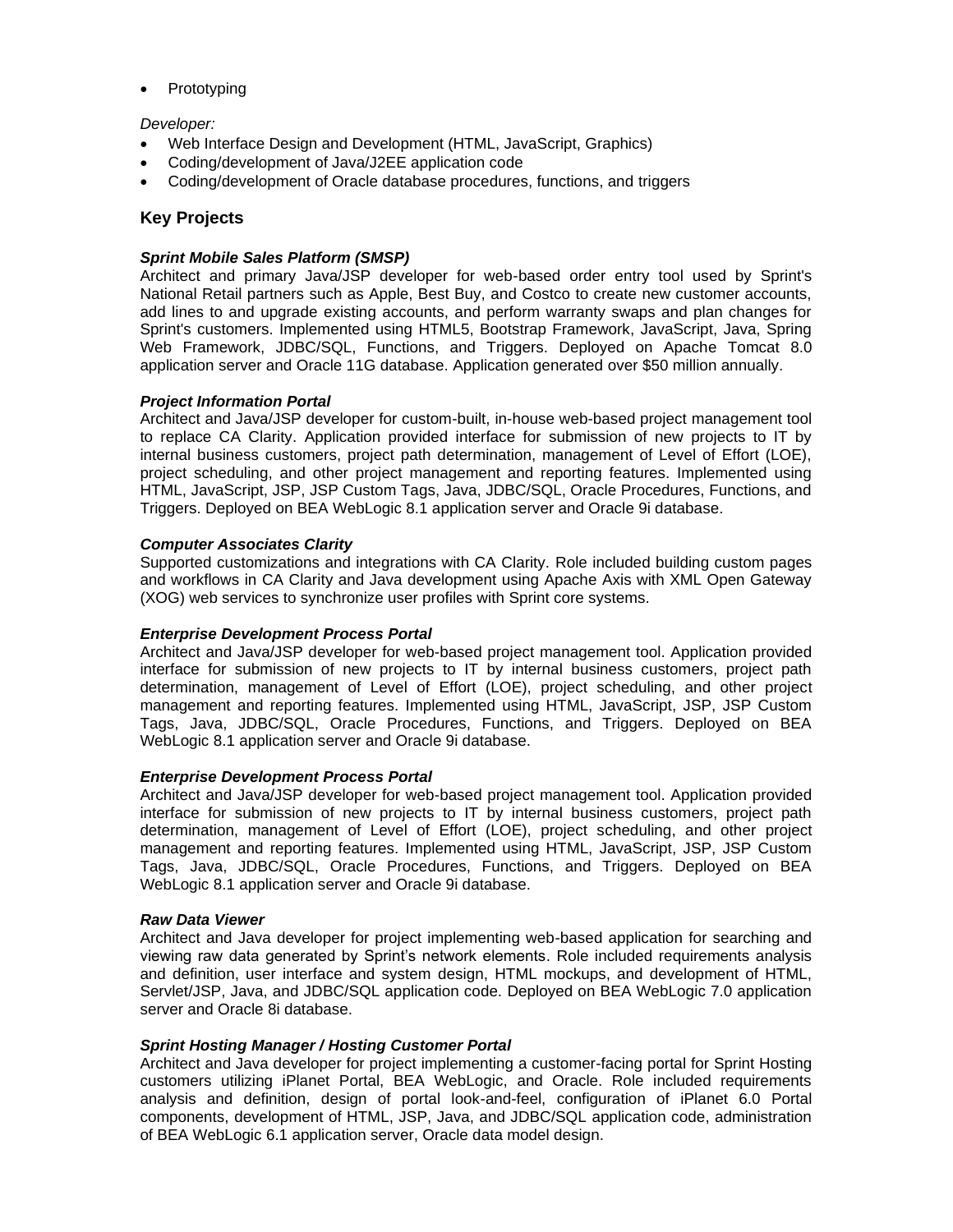- Prototyping

*Developer:*

- Web Interface Design and Development (HTML, JavaScript, Graphics)
- Coding/development of Java/J2EE application code
- Coding/development of Oracle database procedures, functions, and triggers

## Key Projects

***Sprint Mobile Sales Platform (SMSP)***
Architect and primary Java/JSP developer for web-based order entry tool used by Sprint's National Retail partners such as Apple, Best Buy, and Costco to create new customer accounts, add lines to and upgrade existing accounts, and perform warranty swaps and plan changes for Sprint's customers. Implemented using HTML5, Bootstrap Framework, JavaScript, Java, Spring Web Framework, JDBC/SQL, Functions, and Triggers. Deployed on Apache Tomcat 8.0 application server and Oracle 11G database. Application generated over $50 million annually.

***Project Information Portal***
Architect and Java/JSP developer for custom-built, in-house web-based project management tool to replace CA Clarity. Application provided interface for submission of new projects to IT by internal business customers, project path determination, management of Level of Effort (LOE), project scheduling, and other project management and reporting features. Implemented using HTML, JavaScript, JSP, JSP Custom Tags, Java, JDBC/SQL, Oracle Procedures, Functions, and Triggers. Deployed on BEA WebLogic 8.1 application server and Oracle 9i database.

***Computer Associates Clarity***
Supported customizations and integrations with CA Clarity. Role included building custom pages and workflows in CA Clarity and Java development using Apache Axis with XML Open Gateway (XOG) web services to synchronize user profiles with Sprint core systems.

***Enterprise Development Process Portal***
Architect and Java/JSP developer for web-based project management tool. Application provided interface for submission of new projects to IT by internal business customers, project path determination, management of Level of Effort (LOE), project scheduling, and other project management and reporting features. Implemented using HTML, JavaScript, JSP, JSP Custom Tags, Java, JDBC/SQL, Oracle Procedures, Functions, and Triggers. Deployed on BEA WebLogic 8.1 application server and Oracle 9i database.

***Enterprise Development Process Portal***
Architect and Java/JSP developer for web-based project management tool. Application provided interface for submission of new projects to IT by internal business customers, project path determination, management of Level of Effort (LOE), project scheduling, and other project management and reporting features. Implemented using HTML, JavaScript, JSP, JSP Custom Tags, Java, JDBC/SQL, Oracle Procedures, Functions, and Triggers. Deployed on BEA WebLogic 8.1 application server and Oracle 9i database.

***Raw Data Viewer***
Architect and Java developer for project implementing web-based application for searching and viewing raw data generated by Sprint's network elements. Role included requirements analysis and definition, user interface and system design, HTML mockups, and development of HTML, Servlet/JSP, Java, and JDBC/SQL application code. Deployed on BEA WebLogic 7.0 application server and Oracle 8i database.

***Sprint Hosting Manager / Hosting Customer Portal***
Architect and Java developer for project implementing a customer-facing portal for Sprint Hosting customers utilizing iPlanet Portal, BEA WebLogic, and Oracle. Role included requirements analysis and definition, design of portal look-and-feel, configuration of iPlanet 6.0 Portal components, development of HTML, JSP, Java, and JDBC/SQL application code, administration of BEA WebLogic 6.1 application server, Oracle data model design.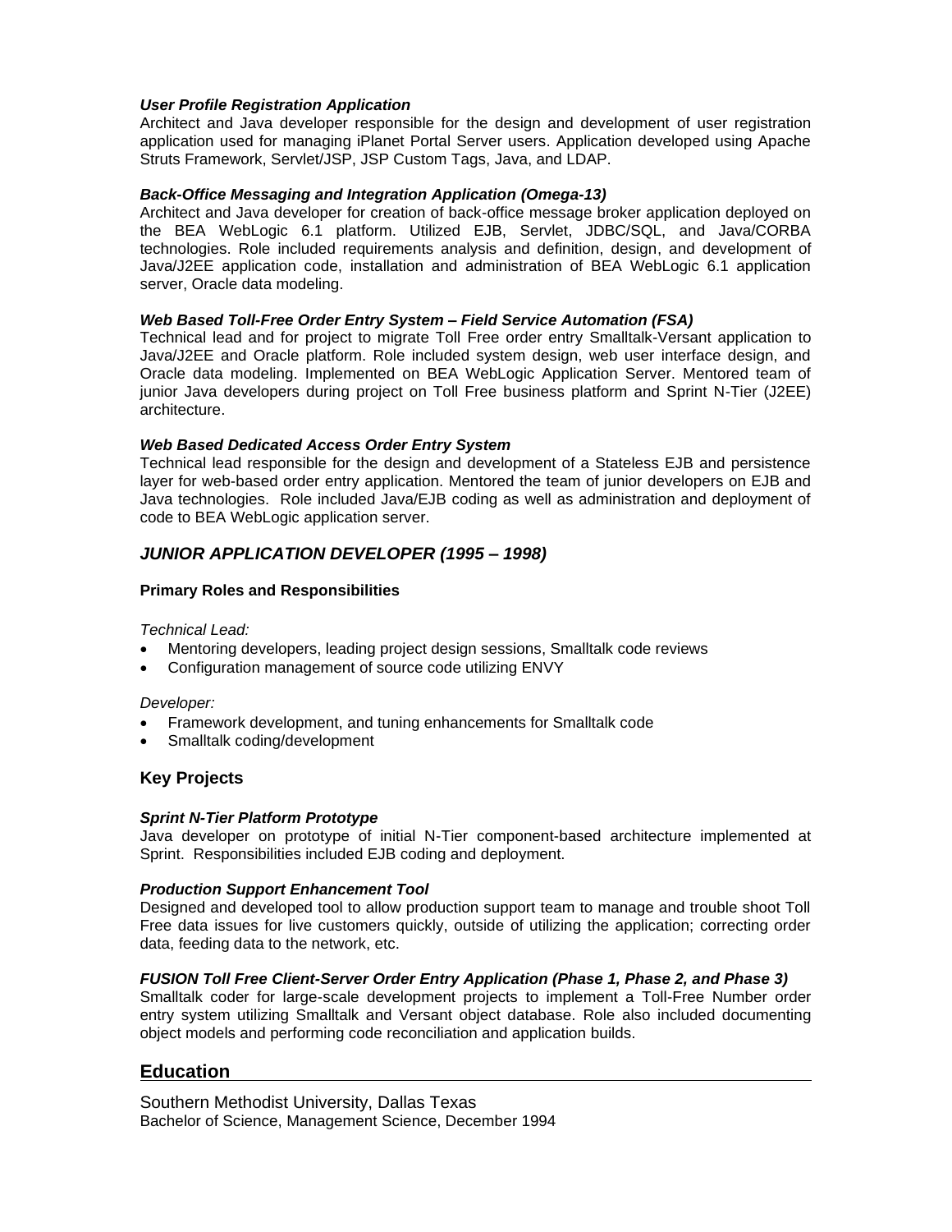***User Profile Registration Application***

Architect and Java developer responsible for the design and development of user registration application used for managing iPlanet Portal Server users. Application developed using Apache Struts Framework, Servlet/JSP, JSP Custom Tags, Java, and LDAP.

***Back-Office Messaging and Integration Application (Omega-13)***

Architect and Java developer for creation of back-office message broker application deployed on the BEA WebLogic 6.1 platform. Utilized EJB, Servlet, JDBC/SQL, and Java/CORBA technologies. Role included requirements analysis and definition, design, and development of Java/J2EE application code, installation and administration of BEA WebLogic 6.1 application server, Oracle data modeling.

***Web Based Toll-Free Order Entry System – Field Service Automation (FSA)***

Technical lead and for project to migrate Toll Free order entry Smalltalk-Versant application to Java/J2EE and Oracle platform. Role included system design, web user interface design, and Oracle data modeling. Implemented on BEA WebLogic Application Server. Mentored team of junior Java developers during project on Toll Free business platform and Sprint N-Tier (J2EE) architecture.

***Web Based Dedicated Access Order Entry System***

Technical lead responsible for the design and development of a Stateless EJB and persistence layer for web-based order entry application. Mentored the team of junior developers on EJB and Java technologies. Role included Java/EJB coding as well as administration and deployment of code to BEA WebLogic application server.

### *JUNIOR APPLICATION DEVELOPER (1995 – 1998)*

**Primary Roles and Responsibilities**

*Technical Lead:*

- Mentoring developers, leading project design sessions, Smalltalk code reviews
- Configuration management of source code utilizing ENVY

*Developer:*

- Framework development, and tuning enhancements for Smalltalk code
- Smalltalk coding/development

### Key Projects

***Sprint N-Tier Platform Prototype***

Java developer on prototype of initial N-Tier component-based architecture implemented at Sprint. Responsibilities included EJB coding and deployment.

***Production Support Enhancement Tool***

Designed and developed tool to allow production support team to manage and trouble shoot Toll Free data issues for live customers quickly, outside of utilizing the application; correcting order data, feeding data to the network, etc.

***FUSION Toll Free Client-Server Order Entry Application (Phase 1, Phase 2, and Phase 3)***

Smalltalk coder for large-scale development projects to implement a Toll-Free Number order entry system utilizing Smalltalk and Versant object database. Role also included documenting object models and performing code reconciliation and application builds.

## Education

Southern Methodist University, Dallas Texas
Bachelor of Science, Management Science, December 1994